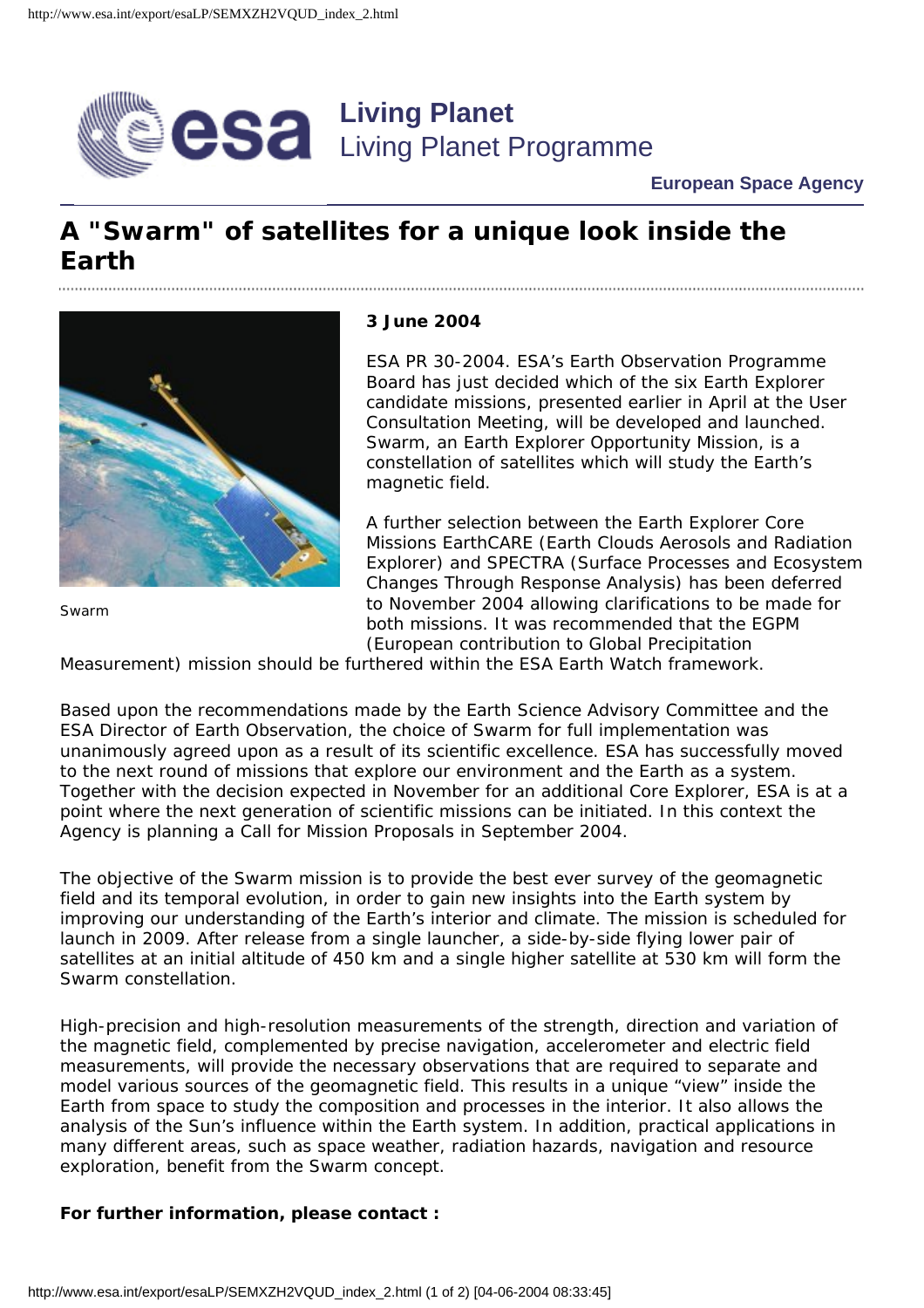**Living Planet**
Living Planet Programme

**European Space Agency**

# A "Swarm" of satellites for a unique look inside the Earth

Swarm

**3 June 2004**

ESA PR 30-2004. ESA's Earth Observation Programme Board has just decided which of the six Earth Explorer candidate missions, presented earlier in April at the User Consultation Meeting, will be developed and launched. Swarm, an Earth Explorer Opportunity Mission, is a constellation of satellites which will study the Earth's magnetic field.

A further selection between the Earth Explorer Core Missions EarthCARE (Earth Clouds Aerosols and Radiation Explorer) and SPECTRA (Surface Processes and Ecosystem Changes Through Response Analysis) has been deferred to November 2004 allowing clarifications to be made for both missions. It was recommended that the EGPM (European contribution to Global Precipitation Measurement) mission should be furthered within the ESA Earth Watch framework.

Based upon the recommendations made by the Earth Science Advisory Committee and the ESA Director of Earth Observation, the choice of Swarm for full implementation was unanimously agreed upon as a result of its scientific excellence. ESA has successfully moved to the next round of missions that explore our environment and the Earth as a system. Together with the decision expected in November for an additional Core Explorer, ESA is at a point where the next generation of scientific missions can be initiated. In this context the Agency is planning a Call for Mission Proposals in September 2004.

The objective of the Swarm mission is to provide the best ever survey of the geomagnetic field and its temporal evolution, in order to gain new insights into the Earth system by improving our understanding of the Earth's interior and climate. The mission is scheduled for launch in 2009. After release from a single launcher, a side-by-side flying lower pair of satellites at an initial altitude of 450 km and a single higher satellite at 530 km will form the Swarm constellation.

High-precision and high-resolution measurements of the strength, direction and variation of the magnetic field, complemented by precise navigation, accelerometer and electric field measurements, will provide the necessary observations that are required to separate and model various sources of the geomagnetic field. This results in a unique "view" inside the Earth from space to study the composition and processes in the interior. It also allows the analysis of the Sun's influence within the Earth system. In addition, practical applications in many different areas, such as space weather, radiation hazards, navigation and resource exploration, benefit from the Swarm concept.

**For further information, please contact :**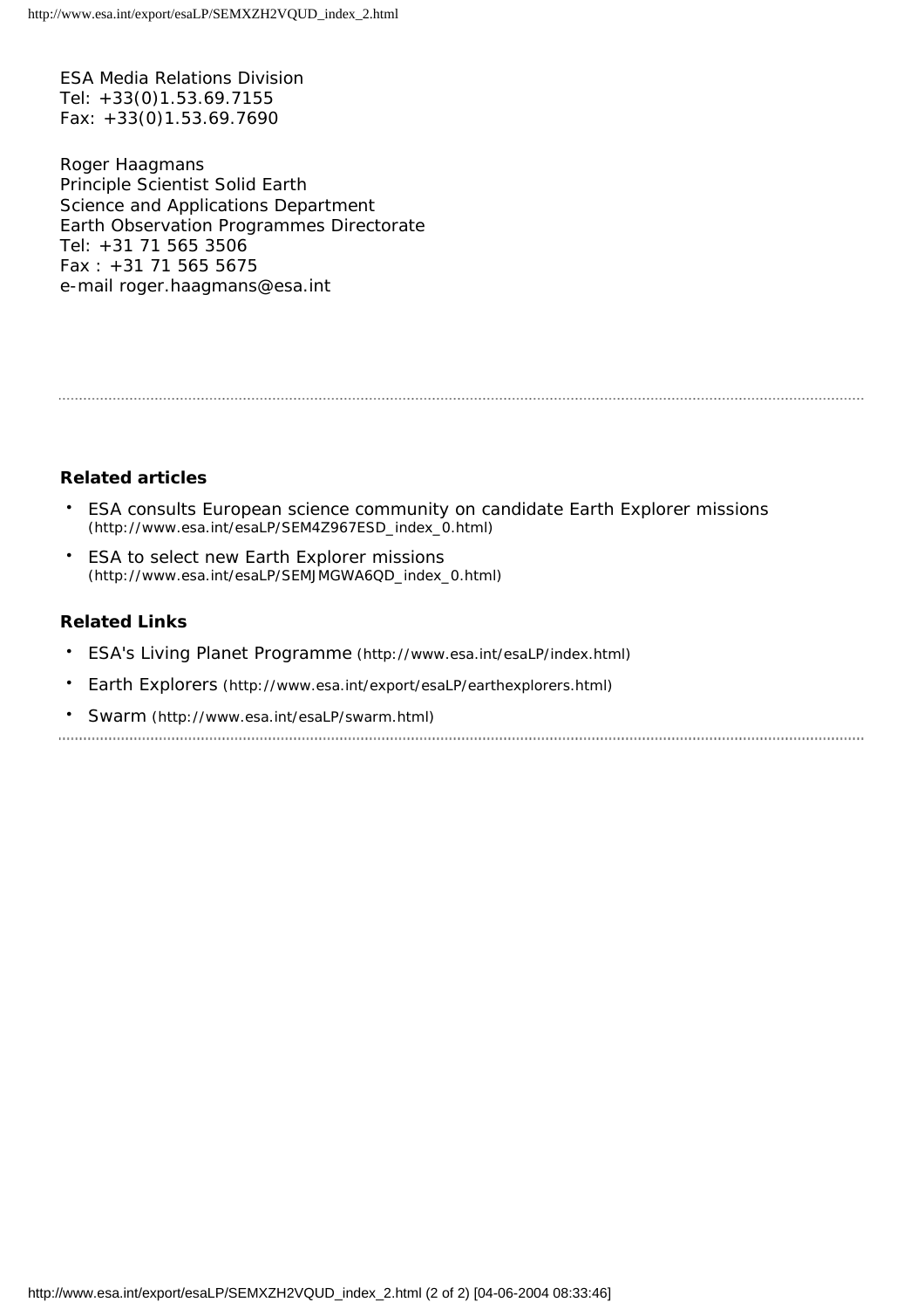ESA Media Relations Division
Tel: +33(0)1.53.69.7155
Fax: +33(0)1.53.69.7690

Roger Haagmans
Principle Scientist Solid Earth
Science and Applications Department
Earth Observation Programmes Directorate
Tel: +31 71 565 3506
Fax : +31 71 565 5675
e-mail roger.haagmans@esa.int

---

**Related articles**

- ESA consults European science community on candidate Earth Explorer missions (http://www.esa.int/esaLP/SEM4Z967ESD_index_0.html)
- ESA to select new Earth Explorer missions (http://www.esa.int/esaLP/SEMJMGWA6QD_index_0.html)

**Related Links**

- ESA's Living Planet Programme (http://www.esa.int/esaLP/index.html)
- Earth Explorers (http://www.esa.int/export/esaLP/earthexplorers.html)
- Swarm (http://www.esa.int/esaLP/swarm.html)

---